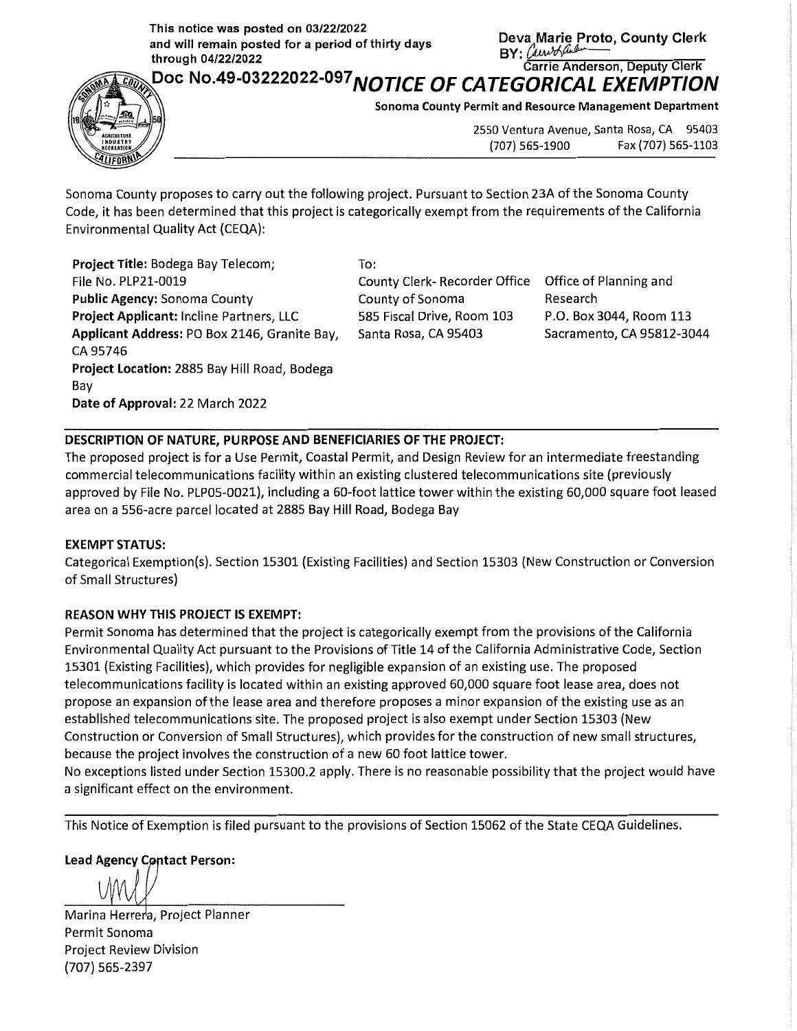This notice was posted on 03/22/2022 and will remain posted for a period of thirty days through 04/22/2022

Deva Marie Proto, County Clerk
BY: Carrie Anderson, Deputy Clerk

Doc No.49-03222022-097

# NOTICE OF CATEGORICAL EXEMPTION

**Sonoma County Permit and Resource Management Department**

2550 Ventura Avenue, Santa Rosa, CA 95403
(707) 565-1900 Fax (707) 565-1103

Sonoma County proposes to carry out the following project. Pursuant to Section 23A of the Sonoma County Code, it has been determined that this project is categorically exempt from the requirements of the California Environmental Quality Act (CEQA):

**Project Title:** Bodega Bay Telecom;
File No. PLP21-0019
**Public Agency:** Sonoma County
**Project Applicant:** Incline Partners, LLC
**Applicant Address:** PO Box 2146, Granite Bay, CA 95746
**Project Location:** 2885 Bay Hill Road, Bodega Bay
**Date of Approval:** 22 March 2022

To:

County Clerk- Recorder Office
County of Sonoma
585 Fiscal Drive, Room 103
Santa Rosa, CA 95403

Office of Planning and Research
P.O. Box 3044, Room 113
Sacramento, CA 95812-3044

**DESCRIPTION OF NATURE, PURPOSE AND BENEFICIARIES OF THE PROJECT:**

The proposed project is for a Use Permit, Coastal Permit, and Design Review for an intermediate freestanding commercial telecommunications facility within an existing clustered telecommunications site (previously approved by File No. PLP05-0021), including a 60-foot lattice tower within the existing 60,000 square foot leased area on a 556-acre parcel located at 2885 Bay Hill Road, Bodega Bay

**EXEMPT STATUS:**

Categorical Exemption(s). Section 15301 (Existing Facilities) and Section 15303 (New Construction or Conversion of Small Structures)

**REASON WHY THIS PROJECT IS EXEMPT:**

Permit Sonoma has determined that the project is categorically exempt from the provisions of the California Environmental Quality Act pursuant to the Provisions of Title 14 of the California Administrative Code, Section 15301 (Existing Facilities), which provides for negligible expansion of an existing use. The proposed telecommunications facility is located within an existing approved 60,000 square foot lease area, does not propose an expansion of the lease area and therefore proposes a minor expansion of the existing use as an established telecommunications site. The proposed project is also exempt under Section 15303 (New Construction or Conversion of Small Structures), which provides for the construction of new small structures, because the project involves the construction of a new 60 foot lattice tower.

No exceptions listed under Section 15300.2 apply. There is no reasonable possibility that the project would have a significant effect on the environment.

This Notice of Exemption is filed pursuant to the provisions of Section 15062 of the State CEQA Guidelines.

**Lead Agency Contact Person:**

Marina Herrera, Project Planner
Permit Sonoma
Project Review Division
(707) 565-2397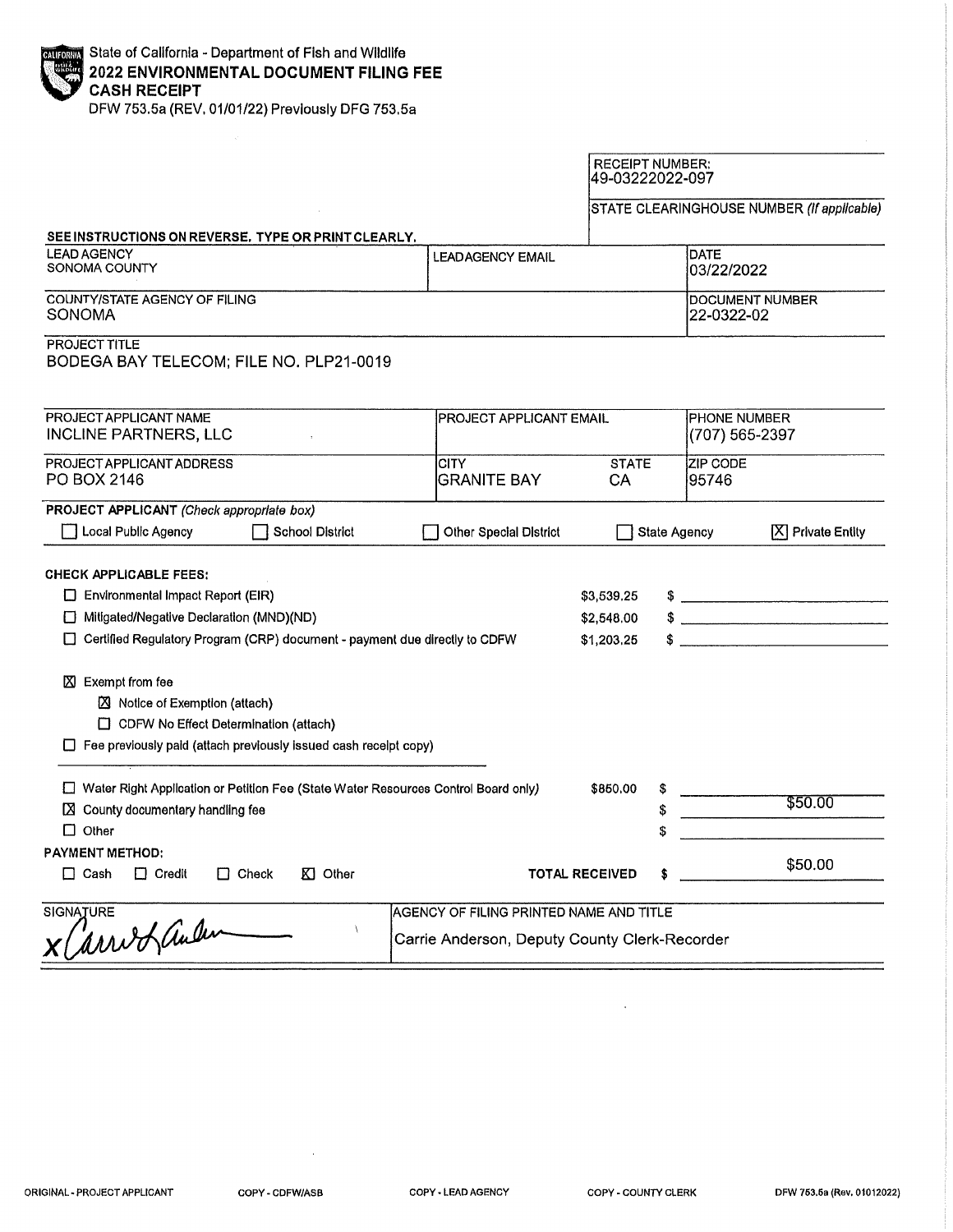State of California - Department of Fish and Wildlife
**2022 ENVIRONMENTAL DOCUMENT FILING FEE**
**CASH RECEIPT**
DFW 753.5a (REV. 01/01/22) Previously DFG 753.5a

RECEIPT NUMBER:
49-03222022-097

STATE CLEARINGHOUSE NUMBER *(If applicable)*

**SEE INSTRUCTIONS ON REVERSE. TYPE OR PRINT CLEARLY.**

| LEAD AGENCY | LEAD AGENCY EMAIL | DATE |
|---|---|---|
| SONOMA COUNTY | | 03/22/2022 |

| COUNTY/STATE AGENCY OF FILING | DOCUMENT NUMBER |
|---|---|
| SONOMA | 22-0322-02 |

PROJECT TITLE
BODEGA BAY TELECOM; FILE NO. PLP21-0019

| PROJECT APPLICANT NAME | PROJECT APPLICANT EMAIL | | PHONE NUMBER |
|---|---|---|---|
| INCLINE PARTNERS, LLC | | | (707) 565-2397 |
| **PROJECT APPLICANT ADDRESS** | **CITY** | **STATE** | **ZIP CODE** |
| PO BOX 2146 | GRANITE BAY | CA | 95746 |

**PROJECT APPLICANT** *(Check appropriate box)*

☐ Local Public Agency ☐ School District ☐ Other Special District ☐ State Agency ☒ Private Entity

**CHECK APPLICABLE FEES:**

| | | |
|---|---|---|
| ☐ Environmental Impact Report (EIR) | $3,539.25 | $ |
| ☐ Mitigated/Negative Declaration (MND)(ND) | $2,548.00 | $ |
| ☐ Certified Regulatory Program (CRP) document - payment due directly to CDFW | $1,203.25 | $ |

☒ Exempt from fee
- ☒ Notice of Exemption (attach)
- ☐ CDFW No Effect Determination (attach)

☐ Fee previously paid (attach previously issued cash receipt copy)

| | | |
|---|---|---|
| ☐ Water Right Application or Petition Fee (State Water Resources Control Board only) | $850.00 | $ |
| ☒ County documentary handling fee | | $ $50.00 |
| ☐ Other | | $ |

**PAYMENT METHOD:**

☐ Cash ☐ Credit ☐ Check ☒ Other **TOTAL RECEIVED** $ $50.00

| SIGNATURE | AGENCY OF FILING PRINTED NAME AND TITLE |
|---|---|
| x Carrie Anderson | Carrie Anderson, Deputy County Clerk-Recorder |

ORIGINAL - PROJECT APPLICANT COPY - CDFW/ASB COPY - LEAD AGENCY COPY - COUNTY CLERK DFW 753.5a (Rev. 01012022)